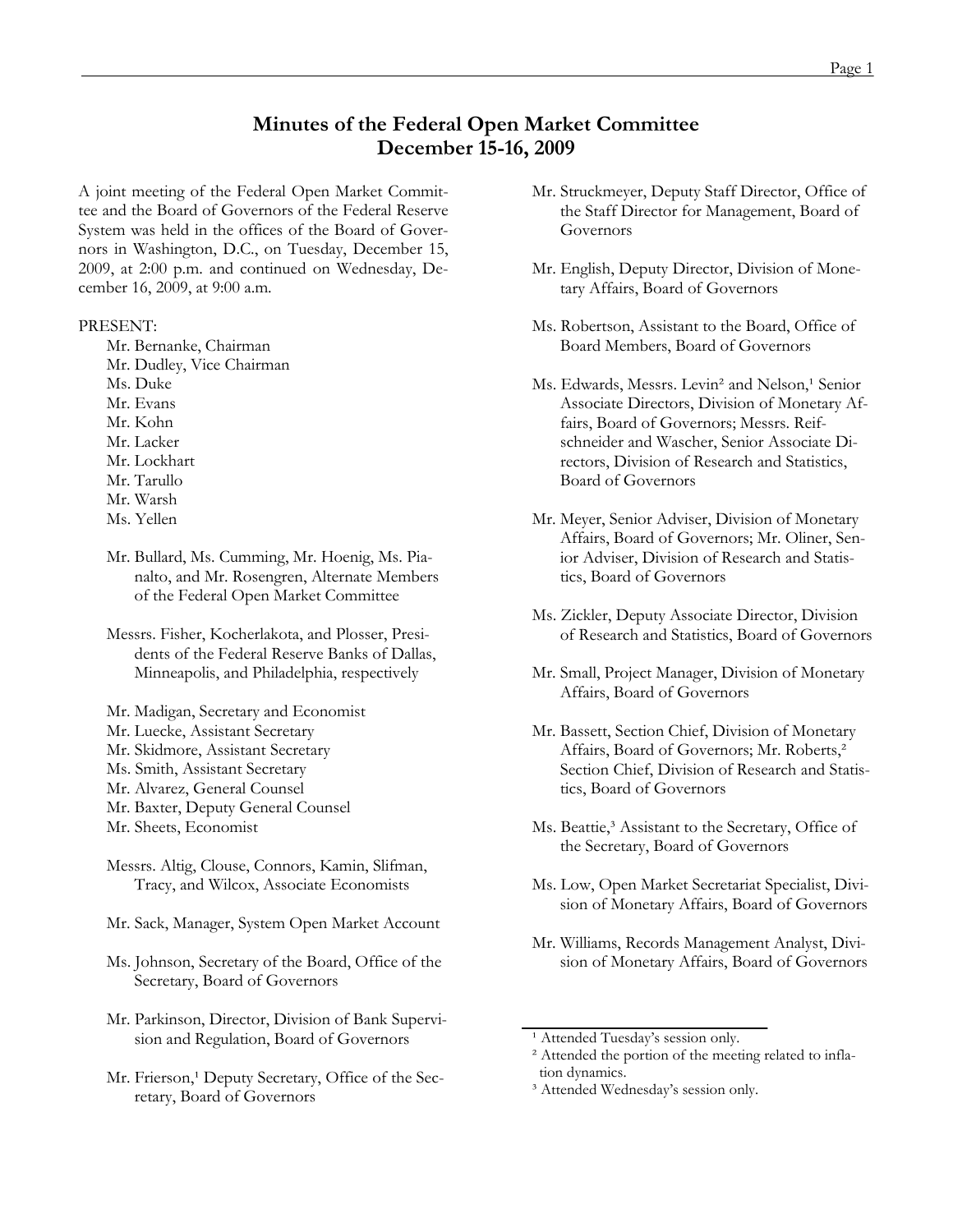# Minutes of the Federal Open Market Committee
## December 15-16, 2009

A joint meeting of the Federal Open Market Committee and the Board of Governors of the Federal Reserve System was held in the offices of the Board of Governors in Washington, D.C., on Tuesday, December 15, 2009, at 2:00 p.m. and continued on Wednesday, December 16, 2009, at 9:00 a.m.

PRESENT:

Mr. Bernanke, Chairman
Mr. Dudley, Vice Chairman
Ms. Duke
Mr. Evans
Mr. Kohn
Mr. Lacker
Mr. Lockhart
Mr. Tarullo
Mr. Warsh
Ms. Yellen

Mr. Bullard, Ms. Cumming, Mr. Hoenig, Ms. Pianalto, and Mr. Rosengren, Alternate Members of the Federal Open Market Committee

Messrs. Fisher, Kocherlakota, and Plosser, Presidents of the Federal Reserve Banks of Dallas, Minneapolis, and Philadelphia, respectively

Mr. Madigan, Secretary and Economist
Mr. Luecke, Assistant Secretary
Mr. Skidmore, Assistant Secretary
Ms. Smith, Assistant Secretary
Mr. Alvarez, General Counsel
Mr. Baxter, Deputy General Counsel
Mr. Sheets, Economist

Messrs. Altig, Clouse, Connors, Kamin, Slifman, Tracy, and Wilcox, Associate Economists

Mr. Sack, Manager, System Open Market Account

Ms. Johnson, Secretary of the Board, Office of the Secretary, Board of Governors

Mr. Parkinson, Director, Division of Bank Supervision and Regulation, Board of Governors

Mr. Frierson,[1] Deputy Secretary, Office of the Secretary, Board of Governors

Mr. Struckmeyer, Deputy Staff Director, Office of the Staff Director for Management, Board of Governors

Mr. English, Deputy Director, Division of Monetary Affairs, Board of Governors

Ms. Robertson, Assistant to the Board, Office of Board Members, Board of Governors

Ms. Edwards, Messrs. Levin[2] and Nelson,[1] Senior Associate Directors, Division of Monetary Affairs, Board of Governors; Messrs. Reifschneider and Wascher, Senior Associate Directors, Division of Research and Statistics, Board of Governors

Mr. Meyer, Senior Adviser, Division of Monetary Affairs, Board of Governors; Mr. Oliner, Senior Adviser, Division of Research and Statistics, Board of Governors

Ms. Zickler, Deputy Associate Director, Division of Research and Statistics, Board of Governors

Mr. Small, Project Manager, Division of Monetary Affairs, Board of Governors

Mr. Bassett, Section Chief, Division of Monetary Affairs, Board of Governors; Mr. Roberts,[2] Section Chief, Division of Research and Statistics, Board of Governors

Ms. Beattie,[3] Assistant to the Secretary, Office of the Secretary, Board of Governors

Ms. Low, Open Market Secretariat Specialist, Division of Monetary Affairs, Board of Governors

Mr. Williams, Records Management Analyst, Division of Monetary Affairs, Board of Governors

---

[1] Attended Tuesday's session only.
[2] Attended the portion of the meeting related to inflation dynamics.
[3] Attended Wednesday's session only.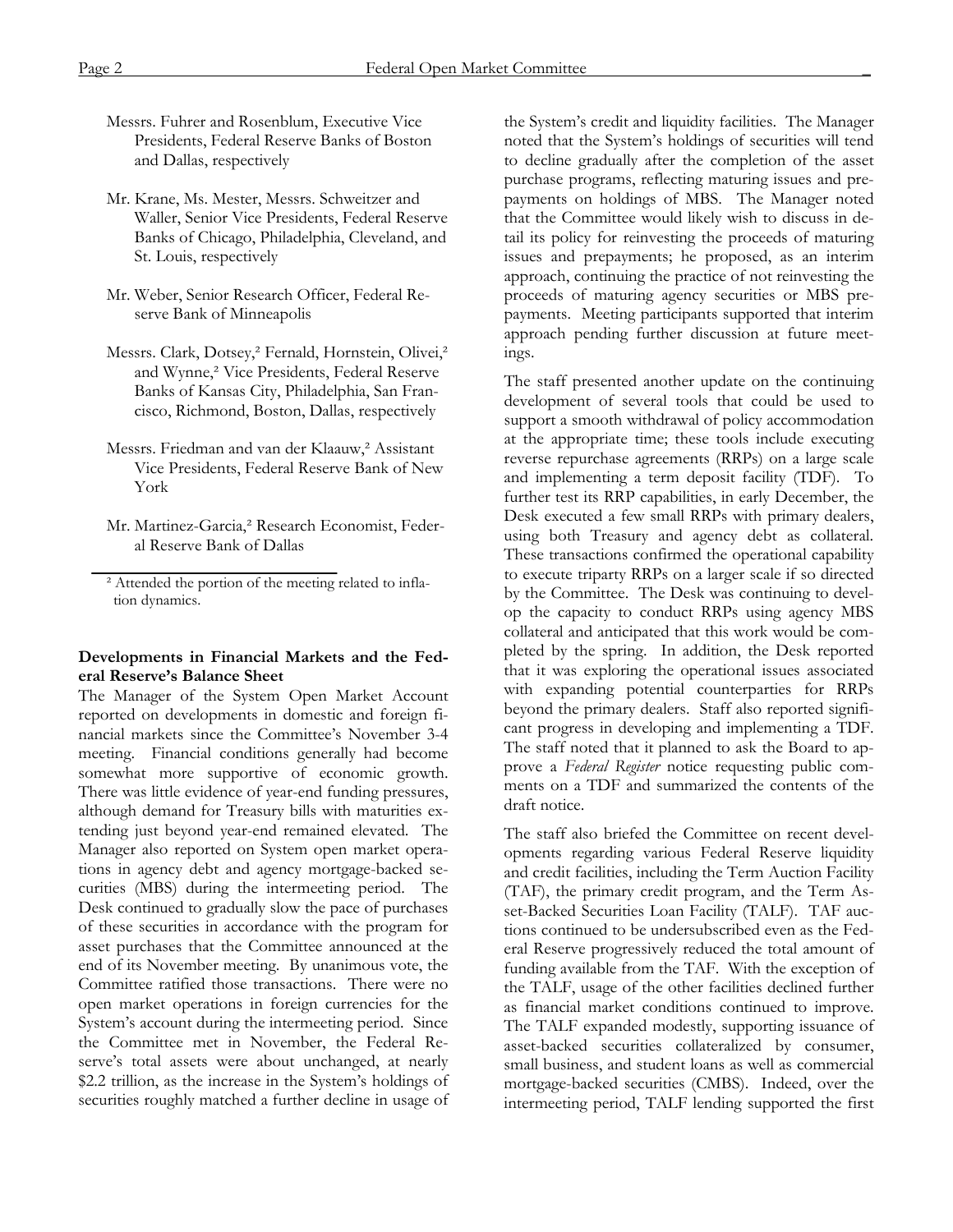Messrs. Fuhrer and Rosenblum, Executive Vice Presidents, Federal Reserve Banks of Boston and Dallas, respectively

Mr. Krane, Ms. Mester, Messrs. Schweitzer and Waller, Senior Vice Presidents, Federal Reserve Banks of Chicago, Philadelphia, Cleveland, and St. Louis, respectively

Mr. Weber, Senior Research Officer, Federal Reserve Bank of Minneapolis

Messrs. Clark, Dotsey,[2] Fernald, Hornstein, Olivei,[2] and Wynne,[2] Vice Presidents, Federal Reserve Banks of Kansas City, Philadelphia, San Francisco, Richmond, Boston, Dallas, respectively

Messrs. Friedman and van der Klaauw,[2] Assistant Vice Presidents, Federal Reserve Bank of New York

Mr. Martinez-Garcia,[2] Research Economist, Federal Reserve Bank of Dallas

[2] Attended the portion of the meeting related to inflation dynamics.

**Developments in Financial Markets and the Federal Reserve's Balance Sheet**

The Manager of the System Open Market Account reported on developments in domestic and foreign financial markets since the Committee's November 3-4 meeting. Financial conditions generally had become somewhat more supportive of economic growth. There was little evidence of year-end funding pressures, although demand for Treasury bills with maturities extending just beyond year-end remained elevated. The Manager also reported on System open market operations in agency debt and agency mortgage-backed securities (MBS) during the intermeeting period. The Desk continued to gradually slow the pace of purchases of these securities in accordance with the program for asset purchases that the Committee announced at the end of its November meeting. By unanimous vote, the Committee ratified those transactions. There were no open market operations in foreign currencies for the System's account during the intermeeting period. Since the Committee met in November, the Federal Reserve's total assets were about unchanged, at nearly \$2.2 trillion, as the increase in the System's holdings of securities roughly matched a further decline in usage of the System's credit and liquidity facilities. The Manager noted that the System's holdings of securities will tend to decline gradually after the completion of the asset purchase programs, reflecting maturing issues and prepayments on holdings of MBS. The Manager noted that the Committee would likely wish to discuss in detail its policy for reinvesting the proceeds of maturing issues and prepayments; he proposed, as an interim approach, continuing the practice of not reinvesting the proceeds of maturing agency securities or MBS prepayments. Meeting participants supported that interim approach pending further discussion at future meetings.

The staff presented another update on the continuing development of several tools that could be used to support a smooth withdrawal of policy accommodation at the appropriate time; these tools include executing reverse repurchase agreements (RRPs) on a large scale and implementing a term deposit facility (TDF). To further test its RRP capabilities, in early December, the Desk executed a few small RRPs with primary dealers, using both Treasury and agency debt as collateral. These transactions confirmed the operational capability to execute triparty RRPs on a larger scale if so directed by the Committee. The Desk was continuing to develop the capacity to conduct RRPs using agency MBS collateral and anticipated that this work would be completed by the spring. In addition, the Desk reported that it was exploring the operational issues associated with expanding potential counterparties for RRPs beyond the primary dealers. Staff also reported significant progress in developing and implementing a TDF. The staff noted that it planned to ask the Board to approve a *Federal Register* notice requesting public comments on a TDF and summarized the contents of the draft notice.

The staff also briefed the Committee on recent developments regarding various Federal Reserve liquidity and credit facilities, including the Term Auction Facility (TAF), the primary credit program, and the Term Asset-Backed Securities Loan Facility (TALF). TAF auctions continued to be undersubscribed even as the Federal Reserve progressively reduced the total amount of funding available from the TAF. With the exception of the TALF, usage of the other facilities declined further as financial market conditions continued to improve. The TALF expanded modestly, supporting issuance of asset-backed securities collateralized by consumer, small business, and student loans as well as commercial mortgage-backed securities (CMBS). Indeed, over the intermeeting period, TALF lending supported the first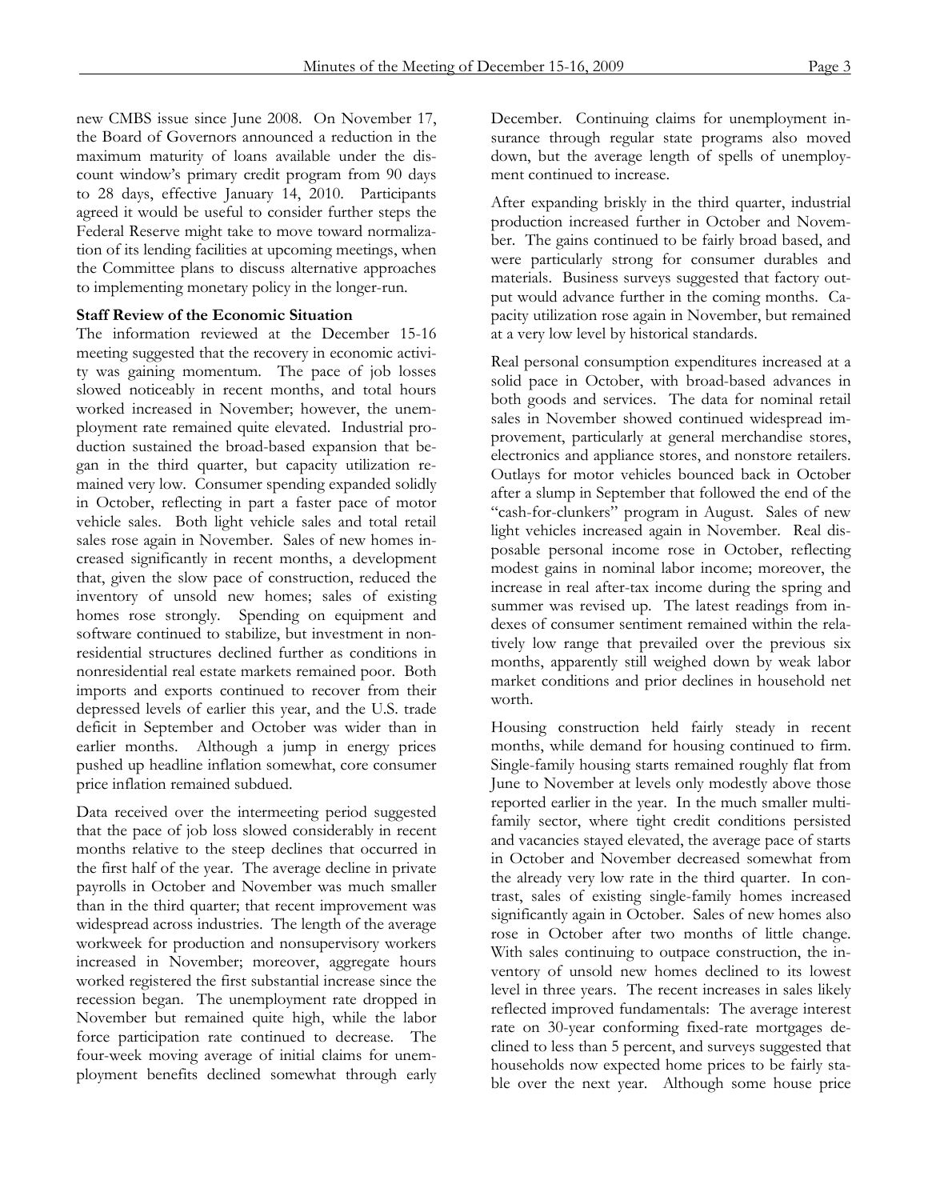new CMBS issue since June 2008. On November 17, the Board of Governors announced a reduction in the maximum maturity of loans available under the discount window's primary credit program from 90 days to 28 days, effective January 14, 2010. Participants agreed it would be useful to consider further steps the Federal Reserve might take to move toward normalization of its lending facilities at upcoming meetings, when the Committee plans to discuss alternative approaches to implementing monetary policy in the longer-run.

**Staff Review of the Economic Situation**

The information reviewed at the December 15-16 meeting suggested that the recovery in economic activity was gaining momentum. The pace of job losses slowed noticeably in recent months, and total hours worked increased in November; however, the unemployment rate remained quite elevated. Industrial production sustained the broad-based expansion that began in the third quarter, but capacity utilization remained very low. Consumer spending expanded solidly in October, reflecting in part a faster pace of motor vehicle sales. Both light vehicle sales and total retail sales rose again in November. Sales of new homes increased significantly in recent months, a development that, given the slow pace of construction, reduced the inventory of unsold new homes; sales of existing homes rose strongly. Spending on equipment and software continued to stabilize, but investment in nonresidential structures declined further as conditions in nonresidential real estate markets remained poor. Both imports and exports continued to recover from their depressed levels of earlier this year, and the U.S. trade deficit in September and October was wider than in earlier months. Although a jump in energy prices pushed up headline inflation somewhat, core consumer price inflation remained subdued.

Data received over the intermeeting period suggested that the pace of job loss slowed considerably in recent months relative to the steep declines that occurred in the first half of the year. The average decline in private payrolls in October and November was much smaller than in the third quarter; that recent improvement was widespread across industries. The length of the average workweek for production and nonsupervisory workers increased in November; moreover, aggregate hours worked registered the first substantial increase since the recession began. The unemployment rate dropped in November but remained quite high, while the labor force participation rate continued to decrease. The four-week moving average of initial claims for unemployment benefits declined somewhat through early December. Continuing claims for unemployment insurance through regular state programs also moved down, but the average length of spells of unemployment continued to increase.

After expanding briskly in the third quarter, industrial production increased further in October and November. The gains continued to be fairly broad based, and were particularly strong for consumer durables and materials. Business surveys suggested that factory output would advance further in the coming months. Capacity utilization rose again in November, but remained at a very low level by historical standards.

Real personal consumption expenditures increased at a solid pace in October, with broad-based advances in both goods and services. The data for nominal retail sales in November showed continued widespread improvement, particularly at general merchandise stores, electronics and appliance stores, and nonstore retailers. Outlays for motor vehicles bounced back in October after a slump in September that followed the end of the "cash-for-clunkers" program in August. Sales of new light vehicles increased again in November. Real disposable personal income rose in October, reflecting modest gains in nominal labor income; moreover, the increase in real after-tax income during the spring and summer was revised up. The latest readings from indexes of consumer sentiment remained within the relatively low range that prevailed over the previous six months, apparently still weighed down by weak labor market conditions and prior declines in household net worth.

Housing construction held fairly steady in recent months, while demand for housing continued to firm. Single-family housing starts remained roughly flat from June to November at levels only modestly above those reported earlier in the year. In the much smaller multifamily sector, where tight credit conditions persisted and vacancies stayed elevated, the average pace of starts in October and November decreased somewhat from the already very low rate in the third quarter. In contrast, sales of existing single-family homes increased significantly again in October. Sales of new homes also rose in October after two months of little change. With sales continuing to outpace construction, the inventory of unsold new homes declined to its lowest level in three years. The recent increases in sales likely reflected improved fundamentals: The average interest rate on 30-year conforming fixed-rate mortgages declined to less than 5 percent, and surveys suggested that households now expected home prices to be fairly stable over the next year. Although some house price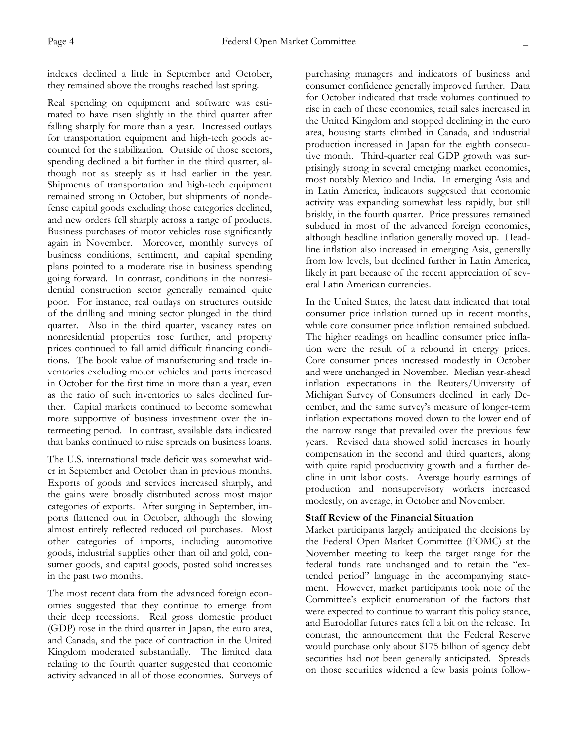indexes declined a little in September and October, they remained above the troughs reached last spring.

Real spending on equipment and software was estimated to have risen slightly in the third quarter after falling sharply for more than a year. Increased outlays for transportation equipment and high-tech goods accounted for the stabilization. Outside of those sectors, spending declined a bit further in the third quarter, although not as steeply as it had earlier in the year. Shipments of transportation and high-tech equipment remained strong in October, but shipments of nondefense capital goods excluding those categories declined, and new orders fell sharply across a range of products. Business purchases of motor vehicles rose significantly again in November. Moreover, monthly surveys of business conditions, sentiment, and capital spending plans pointed to a moderate rise in business spending going forward. In contrast, conditions in the nonresidential construction sector generally remained quite poor. For instance, real outlays on structures outside of the drilling and mining sector plunged in the third quarter. Also in the third quarter, vacancy rates on nonresidential properties rose further, and property prices continued to fall amid difficult financing conditions. The book value of manufacturing and trade inventories excluding motor vehicles and parts increased in October for the first time in more than a year, even as the ratio of such inventories to sales declined further. Capital markets continued to become somewhat more supportive of business investment over the intermeeting period. In contrast, available data indicated that banks continued to raise spreads on business loans.

The U.S. international trade deficit was somewhat wider in September and October than in previous months. Exports of goods and services increased sharply, and the gains were broadly distributed across most major categories of exports. After surging in September, imports flattened out in October, although the slowing almost entirely reflected reduced oil purchases. Most other categories of imports, including automotive goods, industrial supplies other than oil and gold, consumer goods, and capital goods, posted solid increases in the past two months.

The most recent data from the advanced foreign economies suggested that they continue to emerge from their deep recessions. Real gross domestic product (GDP) rose in the third quarter in Japan, the euro area, and Canada, and the pace of contraction in the United Kingdom moderated substantially. The limited data relating to the fourth quarter suggested that economic activity advanced in all of those economies. Surveys of purchasing managers and indicators of business and consumer confidence generally improved further. Data for October indicated that trade volumes continued to rise in each of these economies, retail sales increased in the United Kingdom and stopped declining in the euro area, housing starts climbed in Canada, and industrial production increased in Japan for the eighth consecutive month. Third-quarter real GDP growth was surprisingly strong in several emerging market economies, most notably Mexico and India. In emerging Asia and in Latin America, indicators suggested that economic activity was expanding somewhat less rapidly, but still briskly, in the fourth quarter. Price pressures remained subdued in most of the advanced foreign economies, although headline inflation generally moved up. Headline inflation also increased in emerging Asia, generally from low levels, but declined further in Latin America, likely in part because of the recent appreciation of several Latin American currencies.

In the United States, the latest data indicated that total consumer price inflation turned up in recent months, while core consumer price inflation remained subdued. The higher readings on headline consumer price inflation were the result of a rebound in energy prices. Core consumer prices increased modestly in October and were unchanged in November. Median year-ahead inflation expectations in the Reuters/University of Michigan Survey of Consumers declined in early December, and the same survey's measure of longer-term inflation expectations moved down to the lower end of the narrow range that prevailed over the previous few years. Revised data showed solid increases in hourly compensation in the second and third quarters, along with quite rapid productivity growth and a further decline in unit labor costs. Average hourly earnings of production and nonsupervisory workers increased modestly, on average, in October and November.

**Staff Review of the Financial Situation**

Market participants largely anticipated the decisions by the Federal Open Market Committee (FOMC) at the November meeting to keep the target range for the federal funds rate unchanged and to retain the "extended period" language in the accompanying statement. However, market participants took note of the Committee's explicit enumeration of the factors that were expected to continue to warrant this policy stance, and Eurodollar futures rates fell a bit on the release. In contrast, the announcement that the Federal Reserve would purchase only about $175 billion of agency debt securities had not been generally anticipated. Spreads on those securities widened a few basis points follow-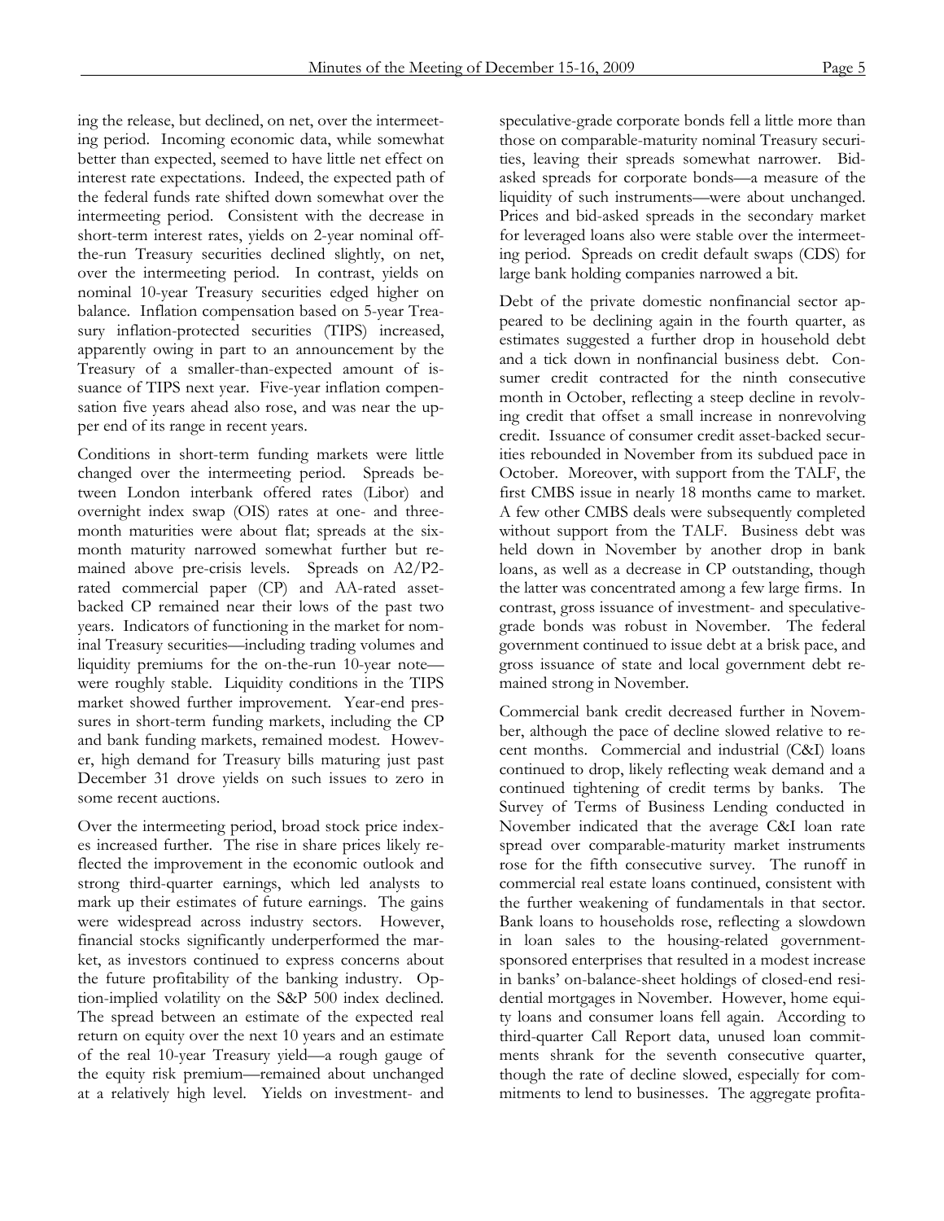ing the release, but declined, on net, over the intermeeting period. Incoming economic data, while somewhat better than expected, seemed to have little net effect on interest rate expectations. Indeed, the expected path of the federal funds rate shifted down somewhat over the intermeeting period. Consistent with the decrease in short-term interest rates, yields on 2-year nominal off-the-run Treasury securities declined slightly, on net, over the intermeeting period. In contrast, yields on nominal 10-year Treasury securities edged higher on balance. Inflation compensation based on 5-year Treasury inflation-protected securities (TIPS) increased, apparently owing in part to an announcement by the Treasury of a smaller-than-expected amount of issuance of TIPS next year. Five-year inflation compensation five years ahead also rose, and was near the upper end of its range in recent years.

Conditions in short-term funding markets were little changed over the intermeeting period. Spreads between London interbank offered rates (Libor) and overnight index swap (OIS) rates at one- and three-month maturities were about flat; spreads at the six-month maturity narrowed somewhat further but remained above pre-crisis levels. Spreads on A2/P2-rated commercial paper (CP) and AA-rated asset-backed CP remained near their lows of the past two years. Indicators of functioning in the market for nominal Treasury securities—including trading volumes and liquidity premiums for the on-the-run 10-year note—were roughly stable. Liquidity conditions in the TIPS market showed further improvement. Year-end pressures in short-term funding markets, including the CP and bank funding markets, remained modest. However, high demand for Treasury bills maturing just past December 31 drove yields on such issues to zero in some recent auctions.

Over the intermeeting period, broad stock price indexes increased further. The rise in share prices likely reflected the improvement in the economic outlook and strong third-quarter earnings, which led analysts to mark up their estimates of future earnings. The gains were widespread across industry sectors. However, financial stocks significantly underperformed the market, as investors continued to express concerns about the future profitability of the banking industry. Option-implied volatility on the S&P 500 index declined. The spread between an estimate of the expected real return on equity over the next 10 years and an estimate of the real 10-year Treasury yield—a rough gauge of the equity risk premium—remained about unchanged at a relatively high level. Yields on investment- and speculative-grade corporate bonds fell a little more than those on comparable-maturity nominal Treasury securities, leaving their spreads somewhat narrower. Bid-asked spreads for corporate bonds—a measure of the liquidity of such instruments—were about unchanged. Prices and bid-asked spreads in the secondary market for leveraged loans also were stable over the intermeeting period. Spreads on credit default swaps (CDS) for large bank holding companies narrowed a bit.

Debt of the private domestic nonfinancial sector appeared to be declining again in the fourth quarter, as estimates suggested a further drop in household debt and a tick down in nonfinancial business debt. Consumer credit contracted for the ninth consecutive month in October, reflecting a steep decline in revolving credit that offset a small increase in nonrevolving credit. Issuance of consumer credit asset-backed securities rebounded in November from its subdued pace in October. Moreover, with support from the TALF, the first CMBS issue in nearly 18 months came to market. A few other CMBS deals were subsequently completed without support from the TALF. Business debt was held down in November by another drop in bank loans, as well as a decrease in CP outstanding, though the latter was concentrated among a few large firms. In contrast, gross issuance of investment- and speculative-grade bonds was robust in November. The federal government continued to issue debt at a brisk pace, and gross issuance of state and local government debt remained strong in November.

Commercial bank credit decreased further in November, although the pace of decline slowed relative to recent months. Commercial and industrial (C&I) loans continued to drop, likely reflecting weak demand and a continued tightening of credit terms by banks. The Survey of Terms of Business Lending conducted in November indicated that the average C&I loan rate spread over comparable-maturity market instruments rose for the fifth consecutive survey. The runoff in commercial real estate loans continued, consistent with the further weakening of fundamentals in that sector. Bank loans to households rose, reflecting a slowdown in loan sales to the housing-related government-sponsored enterprises that resulted in a modest increase in banks' on-balance-sheet holdings of closed-end residential mortgages in November. However, home equity loans and consumer loans fell again. According to third-quarter Call Report data, unused loan commitments shrank for the seventh consecutive quarter, though the rate of decline slowed, especially for commitments to lend to businesses. The aggregate profita-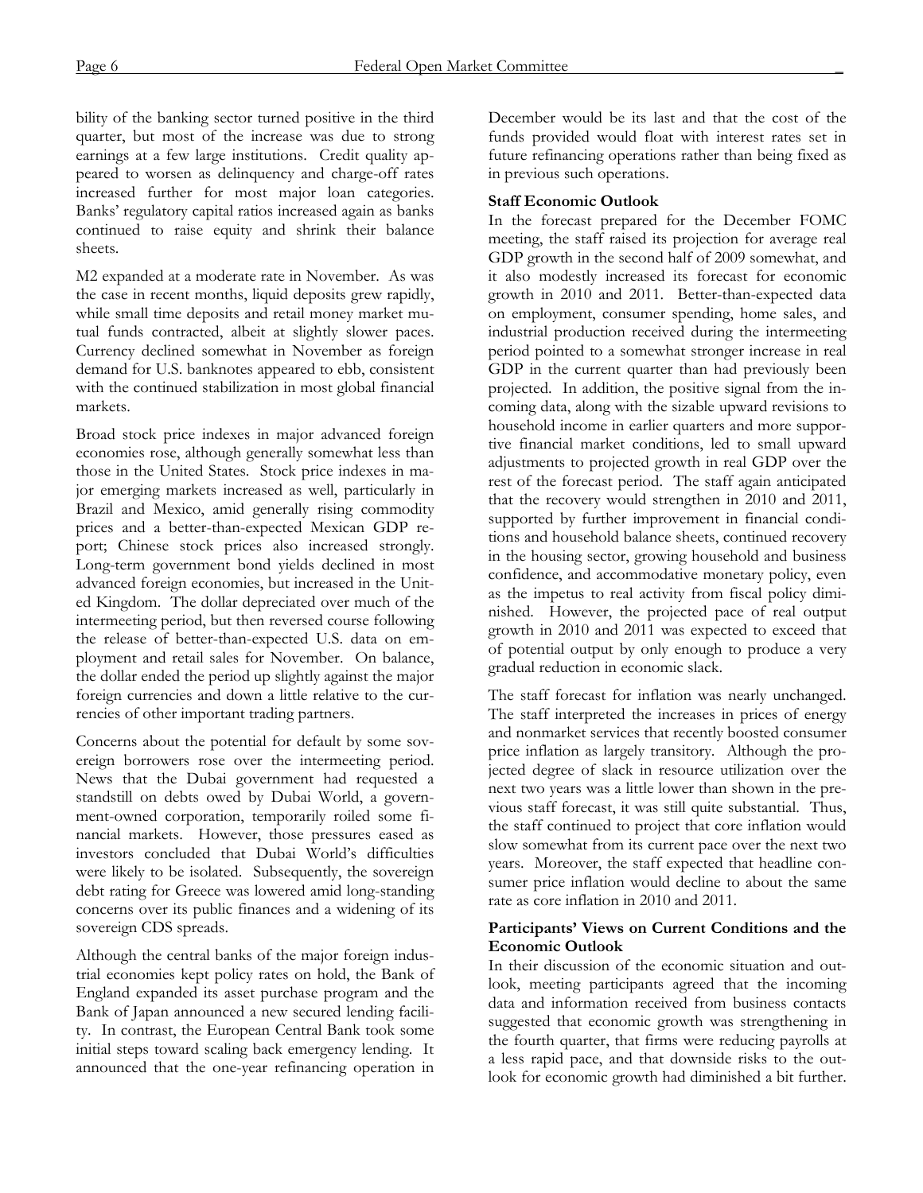bility of the banking sector turned positive in the third quarter, but most of the increase was due to strong earnings at a few large institutions. Credit quality appeared to worsen as delinquency and charge-off rates increased further for most major loan categories. Banks' regulatory capital ratios increased again as banks continued to raise equity and shrink their balance sheets.

M2 expanded at a moderate rate in November. As was the case in recent months, liquid deposits grew rapidly, while small time deposits and retail money market mutual funds contracted, albeit at slightly slower paces. Currency declined somewhat in November as foreign demand for U.S. banknotes appeared to ebb, consistent with the continued stabilization in most global financial markets.

Broad stock price indexes in major advanced foreign economies rose, although generally somewhat less than those in the United States. Stock price indexes in major emerging markets increased as well, particularly in Brazil and Mexico, amid generally rising commodity prices and a better-than-expected Mexican GDP report; Chinese stock prices also increased strongly. Long-term government bond yields declined in most advanced foreign economies, but increased in the United Kingdom. The dollar depreciated over much of the intermeeting period, but then reversed course following the release of better-than-expected U.S. data on employment and retail sales for November. On balance, the dollar ended the period up slightly against the major foreign currencies and down a little relative to the currencies of other important trading partners.

Concerns about the potential for default by some sovereign borrowers rose over the intermeeting period. News that the Dubai government had requested a standstill on debts owed by Dubai World, a government-owned corporation, temporarily roiled some financial markets. However, those pressures eased as investors concluded that Dubai World's difficulties were likely to be isolated. Subsequently, the sovereign debt rating for Greece was lowered amid long-standing concerns over its public finances and a widening of its sovereign CDS spreads.

Although the central banks of the major foreign industrial economies kept policy rates on hold, the Bank of England expanded its asset purchase program and the Bank of Japan announced a new secured lending facility. In contrast, the European Central Bank took some initial steps toward scaling back emergency lending. It announced that the one-year refinancing operation in December would be its last and that the cost of the funds provided would float with interest rates set in future refinancing operations rather than being fixed as in previous such operations.

**Staff Economic Outlook**

In the forecast prepared for the December FOMC meeting, the staff raised its projection for average real GDP growth in the second half of 2009 somewhat, and it also modestly increased its forecast for economic growth in 2010 and 2011. Better-than-expected data on employment, consumer spending, home sales, and industrial production received during the intermeeting period pointed to a somewhat stronger increase in real GDP in the current quarter than had previously been projected. In addition, the positive signal from the incoming data, along with the sizable upward revisions to household income in earlier quarters and more supportive financial market conditions, led to small upward adjustments to projected growth in real GDP over the rest of the forecast period. The staff again anticipated that the recovery would strengthen in 2010 and 2011, supported by further improvement in financial conditions and household balance sheets, continued recovery in the housing sector, growing household and business confidence, and accommodative monetary policy, even as the impetus to real activity from fiscal policy diminished. However, the projected pace of real output growth in 2010 and 2011 was expected to exceed that of potential output by only enough to produce a very gradual reduction in economic slack.

The staff forecast for inflation was nearly unchanged. The staff interpreted the increases in prices of energy and nonmarket services that recently boosted consumer price inflation as largely transitory. Although the projected degree of slack in resource utilization over the next two years was a little lower than shown in the previous staff forecast, it was still quite substantial. Thus, the staff continued to project that core inflation would slow somewhat from its current pace over the next two years. Moreover, the staff expected that headline consumer price inflation would decline to about the same rate as core inflation in 2010 and 2011.

**Participants' Views on Current Conditions and the Economic Outlook**

In their discussion of the economic situation and outlook, meeting participants agreed that the incoming data and information received from business contacts suggested that economic growth was strengthening in the fourth quarter, that firms were reducing payrolls at a less rapid pace, and that downside risks to the outlook for economic growth had diminished a bit further.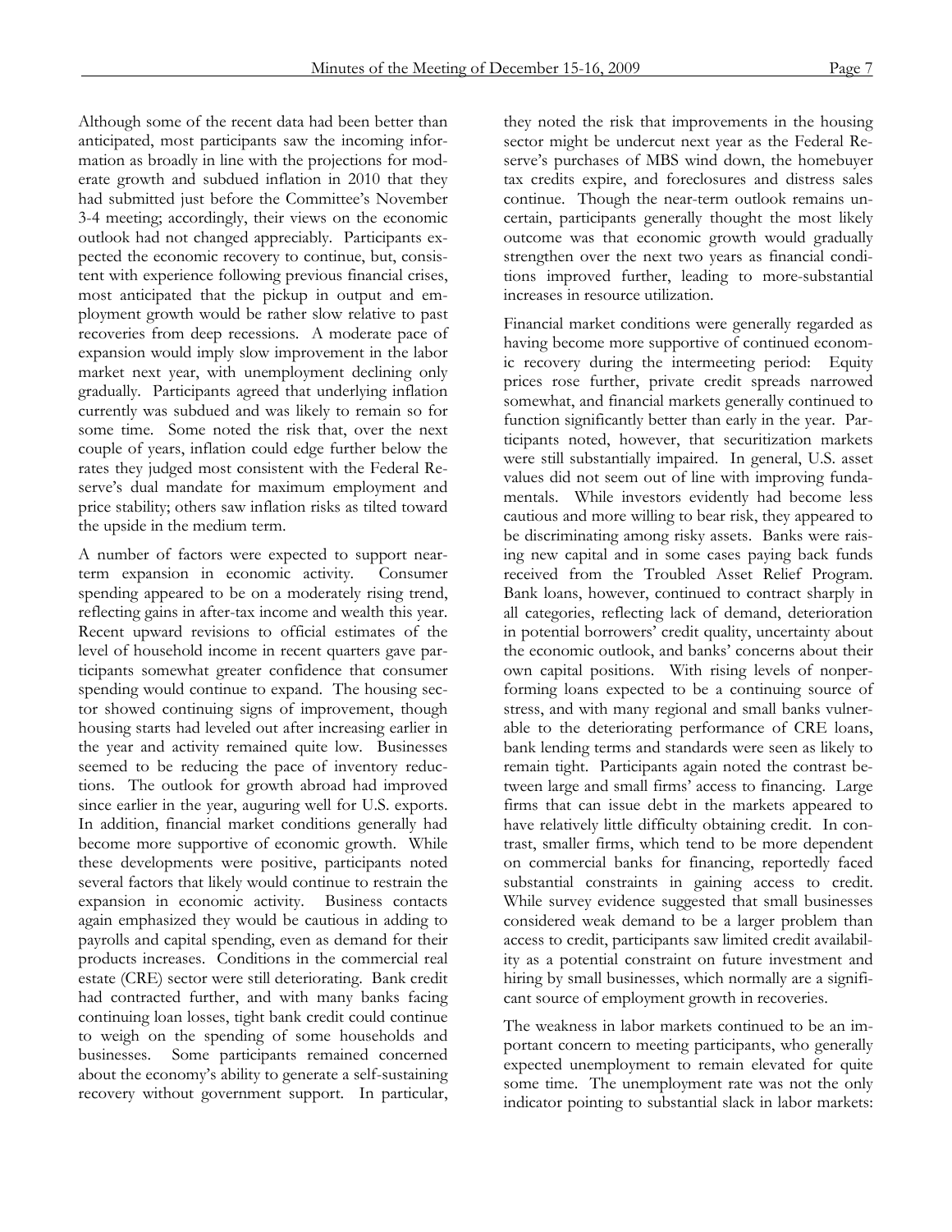Although some of the recent data had been better than anticipated, most participants saw the incoming information as broadly in line with the projections for moderate growth and subdued inflation in 2010 that they had submitted just before the Committee's November 3-4 meeting; accordingly, their views on the economic outlook had not changed appreciably. Participants expected the economic recovery to continue, but, consistent with experience following previous financial crises, most anticipated that the pickup in output and employment growth would be rather slow relative to past recoveries from deep recessions. A moderate pace of expansion would imply slow improvement in the labor market next year, with unemployment declining only gradually. Participants agreed that underlying inflation currently was subdued and was likely to remain so for some time. Some noted the risk that, over the next couple of years, inflation could edge further below the rates they judged most consistent with the Federal Reserve's dual mandate for maximum employment and price stability; others saw inflation risks as tilted toward the upside in the medium term.

A number of factors were expected to support near-term expansion in economic activity. Consumer spending appeared to be on a moderately rising trend, reflecting gains in after-tax income and wealth this year. Recent upward revisions to official estimates of the level of household income in recent quarters gave participants somewhat greater confidence that consumer spending would continue to expand. The housing sector showed continuing signs of improvement, though housing starts had leveled out after increasing earlier in the year and activity remained quite low. Businesses seemed to be reducing the pace of inventory reductions. The outlook for growth abroad had improved since earlier in the year, auguring well for U.S. exports. In addition, financial market conditions generally had become more supportive of economic growth. While these developments were positive, participants noted several factors that likely would continue to restrain the expansion in economic activity. Business contacts again emphasized they would be cautious in adding to payrolls and capital spending, even as demand for their products increases. Conditions in the commercial real estate (CRE) sector were still deteriorating. Bank credit had contracted further, and with many banks facing continuing loan losses, tight bank credit could continue to weigh on the spending of some households and businesses. Some participants remained concerned about the economy's ability to generate a self-sustaining recovery without government support. In particular, they noted the risk that improvements in the housing sector might be undercut next year as the Federal Reserve's purchases of MBS wind down, the homebuyer tax credits expire, and foreclosures and distress sales continue. Though the near-term outlook remains uncertain, participants generally thought the most likely outcome was that economic growth would gradually strengthen over the next two years as financial conditions improved further, leading to more-substantial increases in resource utilization.

Financial market conditions were generally regarded as having become more supportive of continued economic recovery during the intermeeting period: Equity prices rose further, private credit spreads narrowed somewhat, and financial markets generally continued to function significantly better than early in the year. Participants noted, however, that securitization markets were still substantially impaired. In general, U.S. asset values did not seem out of line with improving fundamentals. While investors evidently had become less cautious and more willing to bear risk, they appeared to be discriminating among risky assets. Banks were raising new capital and in some cases paying back funds received from the Troubled Asset Relief Program. Bank loans, however, continued to contract sharply in all categories, reflecting lack of demand, deterioration in potential borrowers' credit quality, uncertainty about the economic outlook, and banks' concerns about their own capital positions. With rising levels of nonperforming loans expected to be a continuing source of stress, and with many regional and small banks vulnerable to the deteriorating performance of CRE loans, bank lending terms and standards were seen as likely to remain tight. Participants again noted the contrast between large and small firms' access to financing. Large firms that can issue debt in the markets appeared to have relatively little difficulty obtaining credit. In contrast, smaller firms, which tend to be more dependent on commercial banks for financing, reportedly faced substantial constraints in gaining access to credit. While survey evidence suggested that small businesses considered weak demand to be a larger problem than access to credit, participants saw limited credit availability as a potential constraint on future investment and hiring by small businesses, which normally are a significant source of employment growth in recoveries.

The weakness in labor markets continued to be an important concern to meeting participants, who generally expected unemployment to remain elevated for quite some time. The unemployment rate was not the only indicator pointing to substantial slack in labor markets: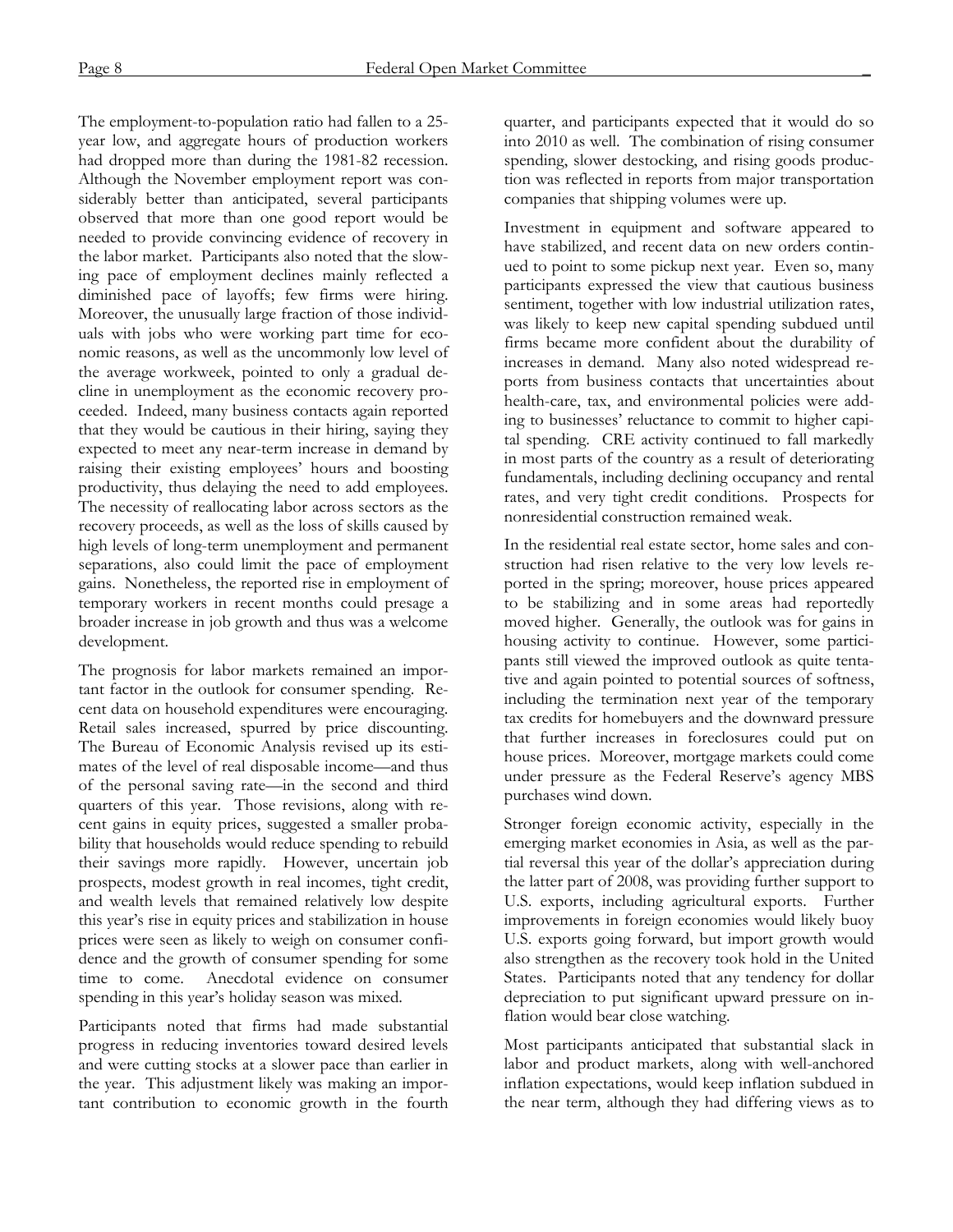The employment-to-population ratio had fallen to a 25-year low, and aggregate hours of production workers had dropped more than during the 1981-82 recession. Although the November employment report was considerably better than anticipated, several participants observed that more than one good report would be needed to provide convincing evidence of recovery in the labor market. Participants also noted that the slowing pace of employment declines mainly reflected a diminished pace of layoffs; few firms were hiring. Moreover, the unusually large fraction of those individuals with jobs who were working part time for economic reasons, as well as the uncommonly low level of the average workweek, pointed to only a gradual decline in unemployment as the economic recovery proceeded. Indeed, many business contacts again reported that they would be cautious in their hiring, saying they expected to meet any near-term increase in demand by raising their existing employees' hours and boosting productivity, thus delaying the need to add employees. The necessity of reallocating labor across sectors as the recovery proceeds, as well as the loss of skills caused by high levels of long-term unemployment and permanent separations, also could limit the pace of employment gains. Nonetheless, the reported rise in employment of temporary workers in recent months could presage a broader increase in job growth and thus was a welcome development.

The prognosis for labor markets remained an important factor in the outlook for consumer spending. Recent data on household expenditures were encouraging. Retail sales increased, spurred by price discounting. The Bureau of Economic Analysis revised up its estimates of the level of real disposable income—and thus of the personal saving rate—in the second and third quarters of this year. Those revisions, along with recent gains in equity prices, suggested a smaller probability that households would reduce spending to rebuild their savings more rapidly. However, uncertain job prospects, modest growth in real incomes, tight credit, and wealth levels that remained relatively low despite this year's rise in equity prices and stabilization in house prices were seen as likely to weigh on consumer confidence and the growth of consumer spending for some time to come. Anecdotal evidence on consumer spending in this year's holiday season was mixed.

Participants noted that firms had made substantial progress in reducing inventories toward desired levels and were cutting stocks at a slower pace than earlier in the year. This adjustment likely was making an important contribution to economic growth in the fourth quarter, and participants expected that it would do so into 2010 as well. The combination of rising consumer spending, slower destocking, and rising goods production was reflected in reports from major transportation companies that shipping volumes were up.

Investment in equipment and software appeared to have stabilized, and recent data on new orders continued to point to some pickup next year. Even so, many participants expressed the view that cautious business sentiment, together with low industrial utilization rates, was likely to keep new capital spending subdued until firms became more confident about the durability of increases in demand. Many also noted widespread reports from business contacts that uncertainties about health-care, tax, and environmental policies were adding to businesses' reluctance to commit to higher capital spending. CRE activity continued to fall markedly in most parts of the country as a result of deteriorating fundamentals, including declining occupancy and rental rates, and very tight credit conditions. Prospects for nonresidential construction remained weak.

In the residential real estate sector, home sales and construction had risen relative to the very low levels reported in the spring; moreover, house prices appeared to be stabilizing and in some areas had reportedly moved higher. Generally, the outlook was for gains in housing activity to continue. However, some participants still viewed the improved outlook as quite tentative and again pointed to potential sources of softness, including the termination next year of the temporary tax credits for homebuyers and the downward pressure that further increases in foreclosures could put on house prices. Moreover, mortgage markets could come under pressure as the Federal Reserve's agency MBS purchases wind down.

Stronger foreign economic activity, especially in the emerging market economies in Asia, as well as the partial reversal this year of the dollar's appreciation during the latter part of 2008, was providing further support to U.S. exports, including agricultural exports. Further improvements in foreign economies would likely buoy U.S. exports going forward, but import growth would also strengthen as the recovery took hold in the United States. Participants noted that any tendency for dollar depreciation to put significant upward pressure on inflation would bear close watching.

Most participants anticipated that substantial slack in labor and product markets, along with well-anchored inflation expectations, would keep inflation subdued in the near term, although they had differing views as to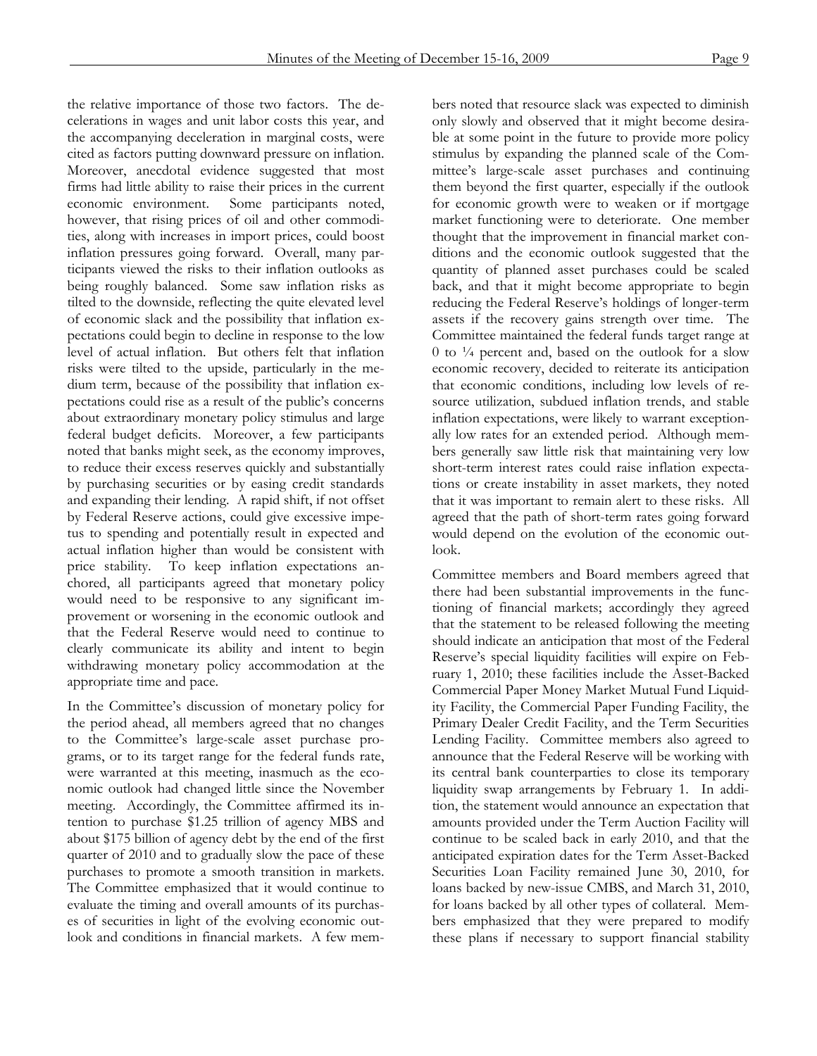the relative importance of those two factors. The decelerations in wages and unit labor costs this year, and the accompanying deceleration in marginal costs, were cited as factors putting downward pressure on inflation. Moreover, anecdotal evidence suggested that most firms had little ability to raise their prices in the current economic environment. Some participants noted, however, that rising prices of oil and other commodities, along with increases in import prices, could boost inflation pressures going forward. Overall, many participants viewed the risks to their inflation outlooks as being roughly balanced. Some saw inflation risks as tilted to the downside, reflecting the quite elevated level of economic slack and the possibility that inflation expectations could begin to decline in response to the low level of actual inflation. But others felt that inflation risks were tilted to the upside, particularly in the medium term, because of the possibility that inflation expectations could rise as a result of the public's concerns about extraordinary monetary policy stimulus and large federal budget deficits. Moreover, a few participants noted that banks might seek, as the economy improves, to reduce their excess reserves quickly and substantially by purchasing securities or by easing credit standards and expanding their lending. A rapid shift, if not offset by Federal Reserve actions, could give excessive impetus to spending and potentially result in expected and actual inflation higher than would be consistent with price stability. To keep inflation expectations anchored, all participants agreed that monetary policy would need to be responsive to any significant improvement or worsening in the economic outlook and that the Federal Reserve would need to continue to clearly communicate its ability and intent to begin withdrawing monetary policy accommodation at the appropriate time and pace.

In the Committee's discussion of monetary policy for the period ahead, all members agreed that no changes to the Committee's large-scale asset purchase programs, or to its target range for the federal funds rate, were warranted at this meeting, inasmuch as the economic outlook had changed little since the November meeting. Accordingly, the Committee affirmed its intention to purchase \$1.25 trillion of agency MBS and about \$175 billion of agency debt by the end of the first quarter of 2010 and to gradually slow the pace of these purchases to promote a smooth transition in markets. The Committee emphasized that it would continue to evaluate the timing and overall amounts of its purchases of securities in light of the evolving economic outlook and conditions in financial markets. A few members noted that resource slack was expected to diminish only slowly and observed that it might become desirable at some point in the future to provide more policy stimulus by expanding the planned scale of the Committee's large-scale asset purchases and continuing them beyond the first quarter, especially if the outlook for economic growth were to weaken or if mortgage market functioning were to deteriorate. One member thought that the improvement in financial market conditions and the economic outlook suggested that the quantity of planned asset purchases could be scaled back, and that it might become appropriate to begin reducing the Federal Reserve's holdings of longer-term assets if the recovery gains strength over time. The Committee maintained the federal funds target range at 0 to ¼ percent and, based on the outlook for a slow economic recovery, decided to reiterate its anticipation that economic conditions, including low levels of resource utilization, subdued inflation trends, and stable inflation expectations, were likely to warrant exceptionally low rates for an extended period. Although members generally saw little risk that maintaining very low short-term interest rates could raise inflation expectations or create instability in asset markets, they noted that it was important to remain alert to these risks. All agreed that the path of short-term rates going forward would depend on the evolution of the economic outlook.

Committee members and Board members agreed that there had been substantial improvements in the functioning of financial markets; accordingly they agreed that the statement to be released following the meeting should indicate an anticipation that most of the Federal Reserve's special liquidity facilities will expire on February 1, 2010; these facilities include the Asset-Backed Commercial Paper Money Market Mutual Fund Liquidity Facility, the Commercial Paper Funding Facility, the Primary Dealer Credit Facility, and the Term Securities Lending Facility. Committee members also agreed to announce that the Federal Reserve will be working with its central bank counterparties to close its temporary liquidity swap arrangements by February 1. In addition, the statement would announce an expectation that amounts provided under the Term Auction Facility will continue to be scaled back in early 2010, and that the anticipated expiration dates for the Term Asset-Backed Securities Loan Facility remained June 30, 2010, for loans backed by new-issue CMBS, and March 31, 2010, for loans backed by all other types of collateral. Members emphasized that they were prepared to modify these plans if necessary to support financial stability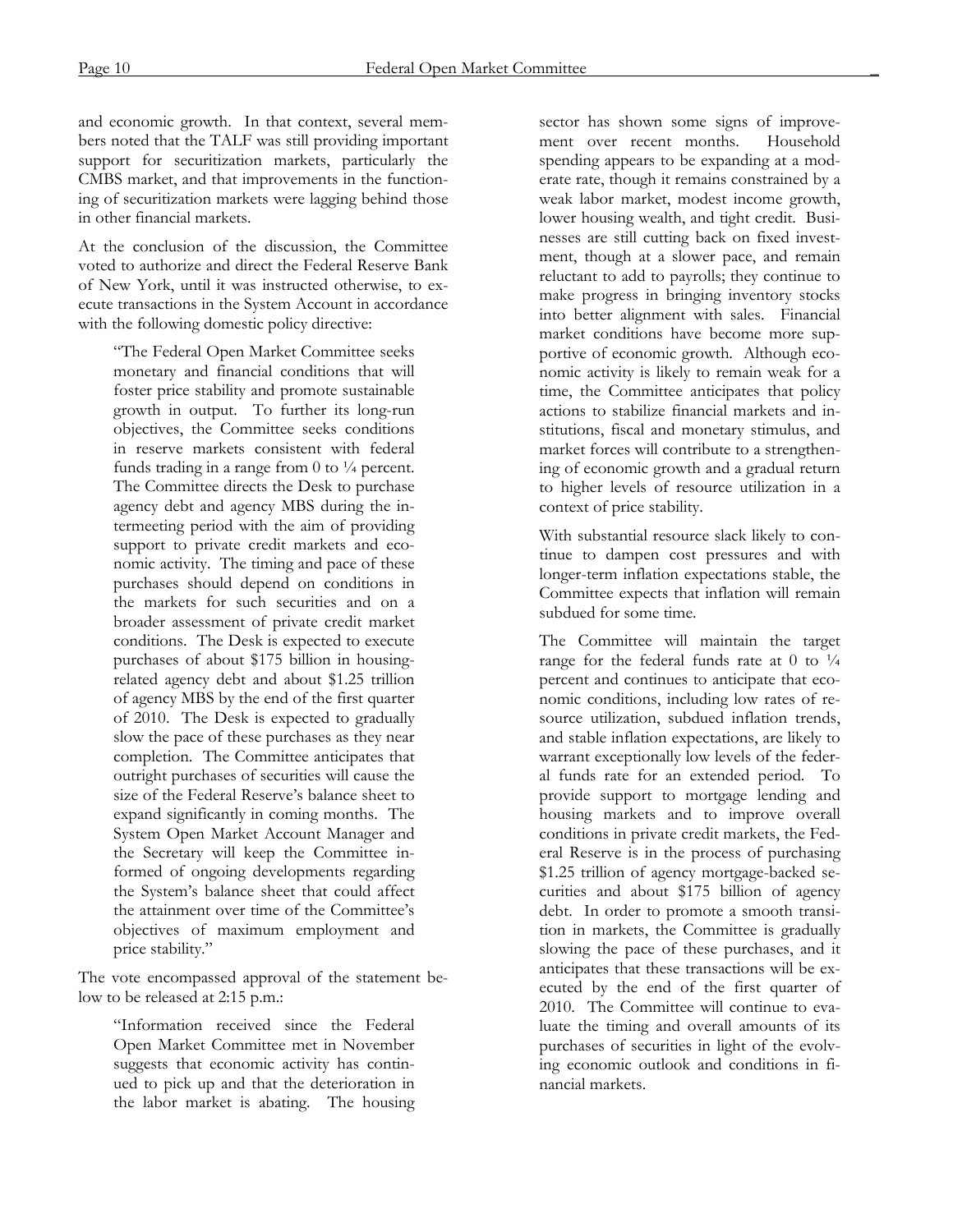and economic growth. In that context, several members noted that the TALF was still providing important support for securitization markets, particularly the CMBS market, and that improvements in the functioning of securitization markets were lagging behind those in other financial markets.

At the conclusion of the discussion, the Committee voted to authorize and direct the Federal Reserve Bank of New York, until it was instructed otherwise, to execute transactions in the System Account in accordance with the following domestic policy directive:

> "The Federal Open Market Committee seeks monetary and financial conditions that will foster price stability and promote sustainable growth in output. To further its long-run objectives, the Committee seeks conditions in reserve markets consistent with federal funds trading in a range from 0 to ¼ percent. The Committee directs the Desk to purchase agency debt and agency MBS during the intermeeting period with the aim of providing support to private credit markets and economic activity. The timing and pace of these purchases should depend on conditions in the markets for such securities and on a broader assessment of private credit market conditions. The Desk is expected to execute purchases of about $175 billion in housing-related agency debt and about $1.25 trillion of agency MBS by the end of the first quarter of 2010. The Desk is expected to gradually slow the pace of these purchases as they near completion. The Committee anticipates that outright purchases of securities will cause the size of the Federal Reserve's balance sheet to expand significantly in coming months. The System Open Market Account Manager and the Secretary will keep the Committee informed of ongoing developments regarding the System's balance sheet that could affect the attainment over time of the Committee's objectives of maximum employment and price stability."

The vote encompassed approval of the statement below to be released at 2:15 p.m.:

> "Information received since the Federal Open Market Committee met in November suggests that economic activity has continued to pick up and that the deterioration in the labor market is abating. The housing sector has shown some signs of improvement over recent months. Household spending appears to be expanding at a moderate rate, though it remains constrained by a weak labor market, modest income growth, lower housing wealth, and tight credit. Businesses are still cutting back on fixed investment, though at a slower pace, and remain reluctant to add to payrolls; they continue to make progress in bringing inventory stocks into better alignment with sales. Financial market conditions have become more supportive of economic growth. Although economic activity is likely to remain weak for a time, the Committee anticipates that policy actions to stabilize financial markets and institutions, fiscal and monetary stimulus, and market forces will contribute to a strengthening of economic growth and a gradual return to higher levels of resource utilization in a context of price stability.
>
> With substantial resource slack likely to continue to dampen cost pressures and with longer-term inflation expectations stable, the Committee expects that inflation will remain subdued for some time.
>
> The Committee will maintain the target range for the federal funds rate at 0 to ¼ percent and continues to anticipate that economic conditions, including low rates of resource utilization, subdued inflation trends, and stable inflation expectations, are likely to warrant exceptionally low levels of the federal funds rate for an extended period. To provide support to mortgage lending and housing markets and to improve overall conditions in private credit markets, the Federal Reserve is in the process of purchasing $1.25 trillion of agency mortgage-backed securities and about $175 billion of agency debt. In order to promote a smooth transition in markets, the Committee is gradually slowing the pace of these purchases, and it anticipates that these transactions will be executed by the end of the first quarter of 2010. The Committee will continue to evaluate the timing and overall amounts of its purchases of securities in light of the evolving economic outlook and conditions in financial markets.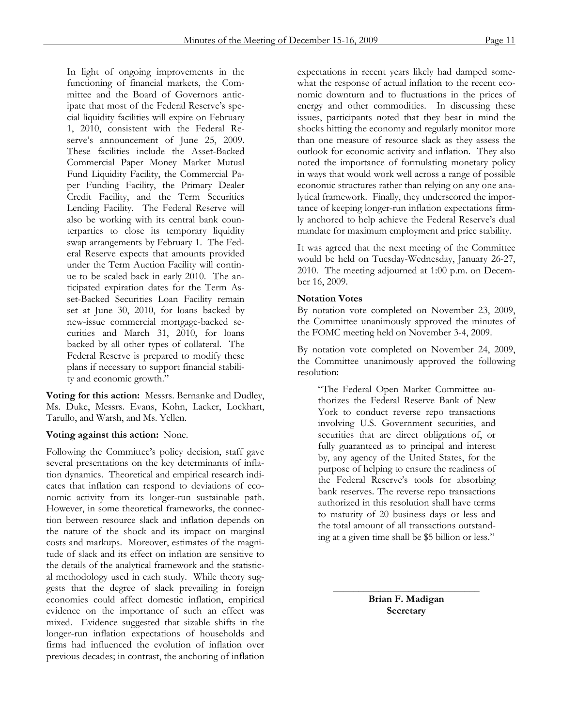In light of ongoing improvements in the functioning of financial markets, the Committee and the Board of Governors anticipate that most of the Federal Reserve's special liquidity facilities will expire on February 1, 2010, consistent with the Federal Reserve's announcement of June 25, 2009. These facilities include the Asset-Backed Commercial Paper Money Market Mutual Fund Liquidity Facility, the Commercial Paper Funding Facility, the Primary Dealer Credit Facility, and the Term Securities Lending Facility. The Federal Reserve will also be working with its central bank counterparties to close its temporary liquidity swap arrangements by February 1. The Federal Reserve expects that amounts provided under the Term Auction Facility will continue to be scaled back in early 2010. The anticipated expiration dates for the Term Asset-Backed Securities Loan Facility remain set at June 30, 2010, for loans backed by new-issue commercial mortgage-backed securities and March 31, 2010, for loans backed by all other types of collateral. The Federal Reserve is prepared to modify these plans if necessary to support financial stability and economic growth."

**Voting for this action:** Messrs. Bernanke and Dudley, Ms. Duke, Messrs. Evans, Kohn, Lacker, Lockhart, Tarullo, and Warsh, and Ms. Yellen.

**Voting against this action:** None.

Following the Committee's policy decision, staff gave several presentations on the key determinants of inflation dynamics. Theoretical and empirical research indicates that inflation can respond to deviations of economic activity from its longer-run sustainable path. However, in some theoretical frameworks, the connection between resource slack and inflation depends on the nature of the shock and its impact on marginal costs and markups. Moreover, estimates of the magnitude of slack and its effect on inflation are sensitive to the details of the analytical framework and the statistical methodology used in each study. While theory suggests that the degree of slack prevailing in foreign economies could affect domestic inflation, empirical evidence on the importance of such an effect was mixed. Evidence suggested that sizable shifts in the longer-run inflation expectations of households and firms had influenced the evolution of inflation over previous decades; in contrast, the anchoring of inflation expectations in recent years likely had damped somewhat the response of actual inflation to the recent economic downturn and to fluctuations in the prices of energy and other commodities. In discussing these issues, participants noted that they bear in mind the shocks hitting the economy and regularly monitor more than one measure of resource slack as they assess the outlook for economic activity and inflation. They also noted the importance of formulating monetary policy in ways that would work well across a range of possible economic structures rather than relying on any one analytical framework. Finally, they underscored the importance of keeping longer-run inflation expectations firmly anchored to help achieve the Federal Reserve's dual mandate for maximum employment and price stability.

It was agreed that the next meeting of the Committee would be held on Tuesday-Wednesday, January 26-27, 2010. The meeting adjourned at 1:00 p.m. on December 16, 2009.

**Notation Votes**

By notation vote completed on November 23, 2009, the Committee unanimously approved the minutes of the FOMC meeting held on November 3-4, 2009.

By notation vote completed on November 24, 2009, the Committee unanimously approved the following resolution:

"The Federal Open Market Committee authorizes the Federal Reserve Bank of New York to conduct reverse repo transactions involving U.S. Government securities, and securities that are direct obligations of, or fully guaranteed as to principal and interest by, any agency of the United States, for the purpose of helping to ensure the readiness of the Federal Reserve's tools for absorbing bank reserves. The reverse repo transactions authorized in this resolution shall have terms to maturity of 20 business days or less and the total amount of all transactions outstanding at a given time shall be $5 billion or less."

**Brian F. Madigan**
**Secretary**